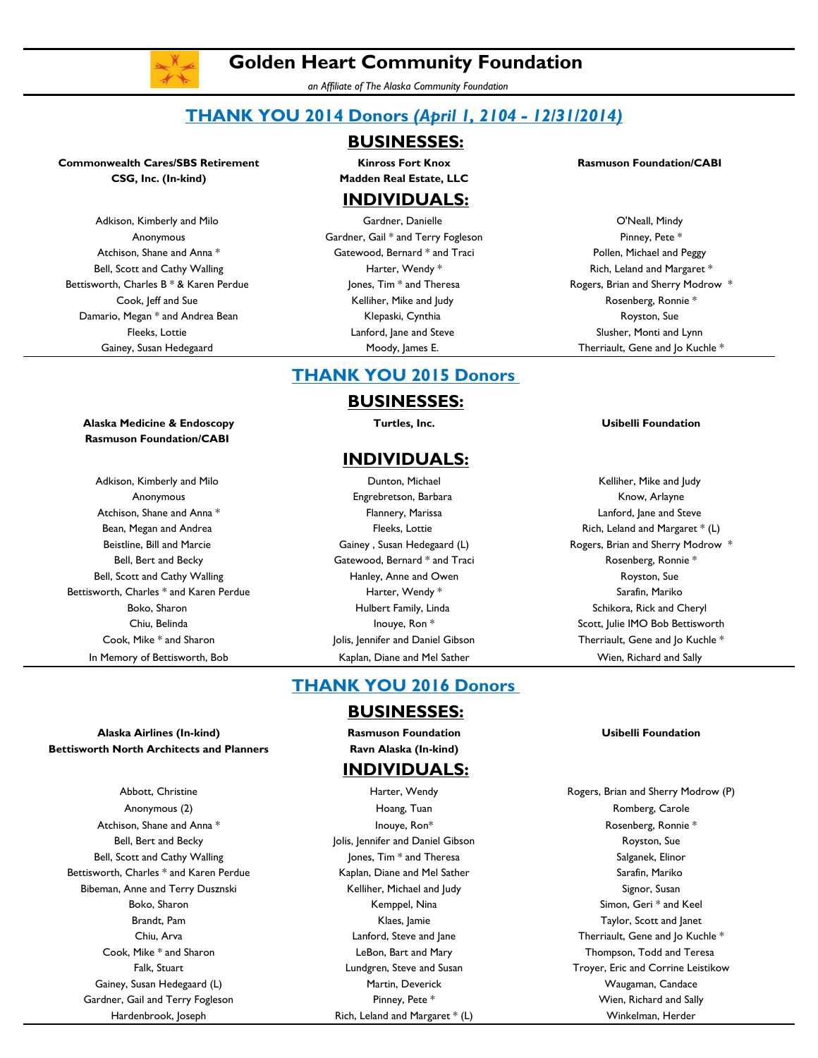# Golden Heart Community Foundation

*an Affiliate of The Alaska Community Foundation*

## THANK YOU 2014 Donors *(April 1, 2104 - 12/31/2014)*

### BUSINESSES:

**Commonwealth Cares/SBS Retirement**
**CSG, Inc. (In-kind)**
**Kinross Fort Knox**
**Madden Real Estate, LLC**
**Rasmuson Foundation/CABI**

### INDIVIDUALS:

Adkison, Kimberly and Milo
Anonymous
Atchison, Shane and Anna *
Bell, Scott and Cathy Walling
Bettisworth, Charles B * & Karen Perdue
Cook, Jeff and Sue
Damario, Megan * and Andrea Bean
Fleeks, Lottie
Gainey, Susan Hedegaard
Gardner, Danielle
Gardner, Gail * and Terry Fogleson
Gatewood, Bernard * and Traci
Harter, Wendy *
Jones, Tim * and Theresa
Kelliher, Mike and Judy
Klepaski, Cynthia
Lanford, Jane and Steve
Moody, James E.
O'Neall, Mindy
Pinney, Pete *
Pollen, Michael and Peggy
Rich, Leland and Margaret *
Rogers, Brian and Sherry Modrow *
Rosenberg, Ronnie *
Royston, Sue
Slusher, Monti and Lynn
Therriault, Gene and Jo Kuchle *

## THANK YOU 2015 Donors

### BUSINESSES:

**Alaska Medicine & Endoscopy**
**Rasmuson Foundation/CABI**
**Turtles, Inc.**
**Usibelli Foundation**

### INDIVIDUALS:

Adkison, Kimberly and Milo
Anonymous
Atchison, Shane and Anna *
Bean, Megan and Andrea
Beistline, Bill and Marcie
Bell, Bert and Becky
Bell, Scott and Cathy Walling
Bettisworth, Charles * and Karen Perdue
Boko, Sharon
Chiu, Belinda
Cook, Mike * and Sharon
In Memory of Bettisworth, Bob
Dunton, Michael
Engrebretson, Barbara
Flannery, Marissa
Fleeks, Lottie
Gainey , Susan Hedegaard (L)
Gatewood, Bernard * and Traci
Hanley, Anne and Owen
Harter, Wendy *
Hulbert Family, Linda
Inouye, Ron *
Jolis, Jennifer and Daniel Gibson
Kaplan, Diane and Mel Sather
Kelliher, Mike and Judy
Know, Arlayne
Lanford, Jane and Steve
Rich, Leland and Margaret * (L)
Rogers, Brian and Sherry Modrow *
Rosenberg, Ronnie *
Royston, Sue
Sarafin, Mariko
Schikora, Rick and Cheryl
Scott, Julie IMO Bob Bettisworth
Therriault, Gene and Jo Kuchle *
Wien, Richard and Sally

## THANK YOU 2016 Donors

### BUSINESSES:

**Alaska Airlines (In-kind)**
**Bettisworth North Architects and Planners**
**Rasmuson Foundation**
**Ravn Alaska (In-kind)**
**Usibelli Foundation**

### INDIVIDUALS:

Abbott, Christine
Anonymous (2)
Atchison, Shane and Anna *
Bell, Bert and Becky
Bell, Scott and Cathy Walling
Bettisworth, Charles * and Karen Perdue
Bibeman, Anne and Terry Dusznski
Boko, Sharon
Brandt, Pam
Chiu, Arva
Cook, Mike * and Sharon
Falk, Stuart
Gainey, Susan Hedegaard (L)
Gardner, Gail and Terry Fogleson
Hardenbrook, Joseph
Harter, Wendy
Hoang, Tuan
Inouye, Ron*
Jolis, Jennifer and Daniel Gibson
Jones, Tim * and Theresa
Kaplan, Diane and Mel Sather
Kelliher, Michael and Judy
Kemppel, Nina
Klaes, Jamie
Lanford, Steve and Jane
LeBon, Bart and Mary
Lundgren, Steve and Susan
Martin, Deverick
Pinney, Pete *
Rich, Leland and Margaret * (L)
Rogers, Brian and Sherry Modrow (P)
Romberg, Carole
Rosenberg, Ronnie *
Royston, Sue
Salganek, Elinor
Sarafin, Mariko
Signor, Susan
Simon, Geri * and Keel
Taylor, Scott and Janet
Therriault, Gene and Jo Kuchle *
Thompson, Todd and Teresa
Troyer, Eric and Corrine Leistikow
Waugaman, Candace
Wien, Richard and Sally
Winkelman, Herder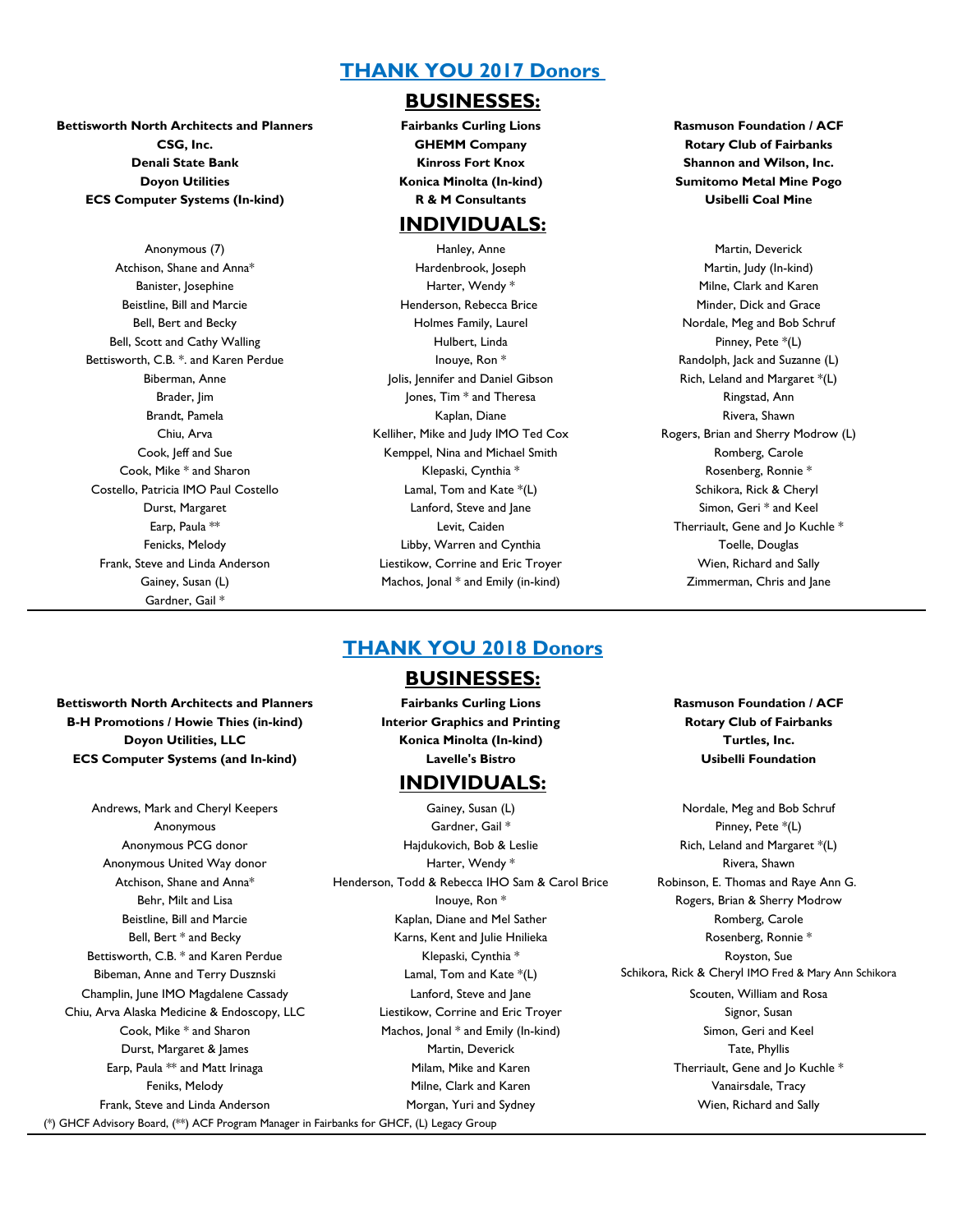# THANK YOU 2017 Donors

## BUSINESSES:

**Bettisworth North Architects and Planners**
**CSG, Inc.**
**Denali State Bank**
**Doyon Utilities**
**ECS Computer Systems (In-kind)**
**Fairbanks Curling Lions**
**GHEMM Company**
**Kinross Fort Knox**
**Konica Minolta (In-kind)**
**R & M Consultants**
**Rasmuson Foundation / ACF**
**Rotary Club of Fairbanks**
**Shannon and Wilson, Inc.**
**Sumitomo Metal Mine Pogo**
**Usibelli Coal Mine**

## INDIVIDUALS:

Anonymous (7)
Atchison, Shane and Anna*
Banister, Josephine
Beistline, Bill and Marcie
Bell, Bert and Becky
Bell, Scott and Cathy Walling
Bettisworth, C.B. *. and Karen Perdue
Biberman, Anne
Brader, Jim
Brandt, Pamela
Chiu, Arva
Cook, Jeff and Sue
Cook, Mike * and Sharon
Costello, Patricia IMO Paul Costello
Durst, Margaret
Earp, Paula **
Fenicks, Melody
Frank, Steve and Linda Anderson
Gainey, Susan (L)
Gardner, Gail *
Hanley, Anne
Hardenbrook, Joseph
Harter, Wendy *
Henderson, Rebecca Brice
Holmes Family, Laurel
Hulbert, Linda
Inouye, Ron *
Jolis, Jennifer and Daniel Gibson
Jones, Tim * and Theresa
Kaplan, Diane
Kelliher, Mike and Judy IMO Ted Cox
Kemppel, Nina and Michael Smith
Klepaski, Cynthia *
Lamal, Tom and Kate *(L)
Lanford, Steve and Jane
Levit, Caiden
Libby, Warren and Cynthia
Liestikow, Corrine and Eric Troyer
Machos, Jonal * and Emily (in-kind)
Martin, Deverick
Martin, Judy (In-kind)
Milne, Clark and Karen
Minder, Dick and Grace
Nordale, Meg and Bob Schruf
Pinney, Pete *(L)
Randolph, Jack and Suzanne (L)
Rich, Leland and Margaret *(L)
Ringstad, Ann
Rivera, Shawn
Rogers, Brian and Sherry Modrow (L)
Romberg, Carole
Rosenberg, Ronnie *
Schikora, Rick & Cheryl
Simon, Geri * and Keel
Therriault, Gene and Jo Kuchle *
Toelle, Douglas
Wien, Richard and Sally
Zimmerman, Chris and Jane

---

# THANK YOU 2018 Donors

## BUSINESSES:

**Bettisworth North Architects and Planners**
**B-H Promotions / Howie Thies (in-kind)**
**Doyon Utilities, LLC**
**ECS Computer Systems (and In-kind)**
**Fairbanks Curling Lions**
**Interior Graphics and Printing**
**Konica Minolta (In-kind)**
**Lavelle's Bistro**
**Rasmuson Foundation / ACF**
**Rotary Club of Fairbanks**
**Turtles, Inc.**
**Usibelli Foundation**

## INDIVIDUALS:

Andrews, Mark and Cheryl Keepers
Anonymous
Anonymous PCG donor
Anonymous United Way donor
Atchison, Shane and Anna*
Behr, Milt and Lisa
Beistline, Bill and Marcie
Bell, Bert * and Becky
Bettisworth, C.B. * and Karen Perdue
Bibeman, Anne and Terry Dusznski
Champlin, June IMO Magdalene Cassady
Chiu, Arva Alaska Medicine & Endoscopy, LLC
Cook, Mike * and Sharon
Durst, Margaret & James
Earp, Paula ** and Matt Irinaga
Feniks, Melody
Frank, Steve and Linda Anderson
Gainey, Susan (L)
Gardner, Gail *
Hajdukovich, Bob & Leslie
Harter, Wendy *
Henderson, Todd & Rebecca IHO Sam & Carol Brice
Inouye, Ron *
Kaplan, Diane and Mel Sather
Karns, Kent and Julie Hnilieka
Klepaski, Cynthia *
Lamal, Tom and Kate *(L)
Lanford, Steve and Jane
Liestikow, Corrine and Eric Troyer
Machos, Jonal * and Emily (In-kind)
Martin, Deverick
Milam, Mike and Karen
Milne, Clark and Karen
Morgan, Yuri and Sydney
Nordale, Meg and Bob Schruf
Pinney, Pete *(L)
Rich, Leland and Margaret *(L)
Rivera, Shawn
Robinson, E. Thomas and Raye Ann G.
Rogers, Brian & Sherry Modrow
Romberg, Carole
Rosenberg, Ronnie *
Royston, Sue
Schikora, Rick & Cheryl IMO Fred & Mary Ann Schikora
Scouten, William and Rosa
Signor, Susan
Simon, Geri and Keel
Tate, Phyllis
Therriault, Gene and Jo Kuchle *
Vanairsdale, Tracy
Wien, Richard and Sally

(*) GHCF Advisory Board, (**) ACF Program Manager in Fairbanks for GHCF, (L) Legacy Group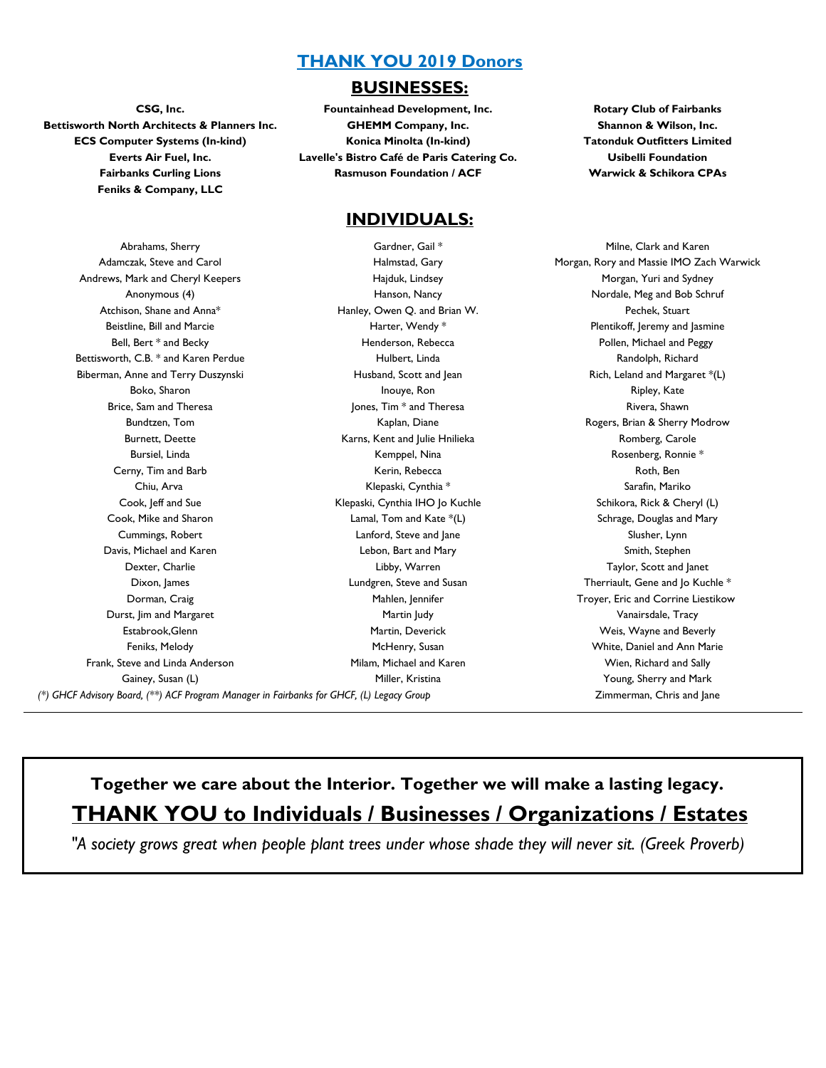## THANK YOU 2019 Donors

## BUSINESSES:

**CSG, Inc.**
**Bettisworth North Architects & Planners Inc.**
**ECS Computer Systems (In-kind)**
**Everts Air Fuel, Inc.**
**Fairbanks Curling Lions**
**Feniks & Company, LLC**
**Fountainhead Development, Inc.**
**GHEMM Company, Inc.**
**Konica Minolta (In-kind)**
**Lavelle's Bistro Café de Paris Catering Co.**
**Rasmuson Foundation / ACF**
**Rotary Club of Fairbanks**
**Shannon & Wilson, Inc.**
**Tatonduk Outfitters Limited**
**Usibelli Foundation**
**Warwick & Schikora CPAs**

## INDIVIDUALS:

Abrahams, Sherry
Adamczak, Steve and Carol
Andrews, Mark and Cheryl Keepers
Anonymous (4)
Atchison, Shane and Anna*
Beistline, Bill and Marcie
Bell, Bert * and Becky
Bettisworth, C.B. * and Karen Perdue
Biberman, Anne and Terry Duszynski
Boko, Sharon
Brice, Sam and Theresa
Bundtzen, Tom
Burnett, Deette
Bursiel, Linda
Cerny, Tim and Barb
Chiu, Arva
Cook, Jeff and Sue
Cook, Mike and Sharon
Cummings, Robert
Davis, Michael and Karen
Dexter, Charlie
Dixon, James
Dorman, Craig
Durst, Jim and Margaret
Estabrook,Glenn
Feniks, Melody
Frank, Steve and Linda Anderson
Gainey, Susan (L)
Gardner, Gail *
Halmstad, Gary
Hajduk, Lindsey
Hanson, Nancy
Hanley, Owen Q. and Brian W.
Harter, Wendy *
Henderson, Rebecca
Hulbert, Linda
Husband, Scott and Jean
Inouye, Ron
Jones, Tim * and Theresa
Kaplan, Diane
Karns, Kent and Julie Hnilieka
Kemppel, Nina
Kerin, Rebecca
Klepaski, Cynthia *
Klepaski, Cynthia IHO Jo Kuchle
Lamal, Tom and Kate *(L)
Lanford, Steve and Jane
Lebon, Bart and Mary
Libby, Warren
Lundgren, Steve and Susan
Mahlen, Jennifer
Martin Judy
Martin, Deverick
McHenry, Susan
Milam, Michael and Karen
Miller, Kristina
Milne, Clark and Karen
Morgan, Rory and Massie IMO Zach Warwick
Morgan, Yuri and Sydney
Nordale, Meg and Bob Schruf
Pechek, Stuart
Plentikoff, Jeremy and Jasmine
Pollen, Michael and Peggy
Randolph, Richard
Rich, Leland and Margaret *(L)
Ripley, Kate
Rivera, Shawn
Rogers, Brian & Sherry Modrow
Romberg, Carole
Rosenberg, Ronnie *
Roth, Ben
Sarafin, Mariko
Schikora, Rick & Cheryl (L)
Schrage, Douglas and Mary
Slusher, Lynn
Smith, Stephen
Taylor, Scott and Janet
Therriault, Gene and Jo Kuchle *
Troyer, Eric and Corrine Liestikow
Vanairsdale, Tracy
Weis, Wayne and Beverly
White, Daniel and Ann Marie
Wien, Richard and Sally
Young, Sherry and Mark
Zimmerman, Chris and Jane

*(*) GHCF Advisory Board, (**) ACF Program Manager in Fairbanks for GHCF, (L) Legacy Group*

---

**Together we care about the Interior. Together we will make a lasting legacy.**

**THANK YOU to Individuals / Businesses / Organizations / Estates**

*"A society grows great when people plant trees under whose shade they will never sit. (Greek Proverb)*